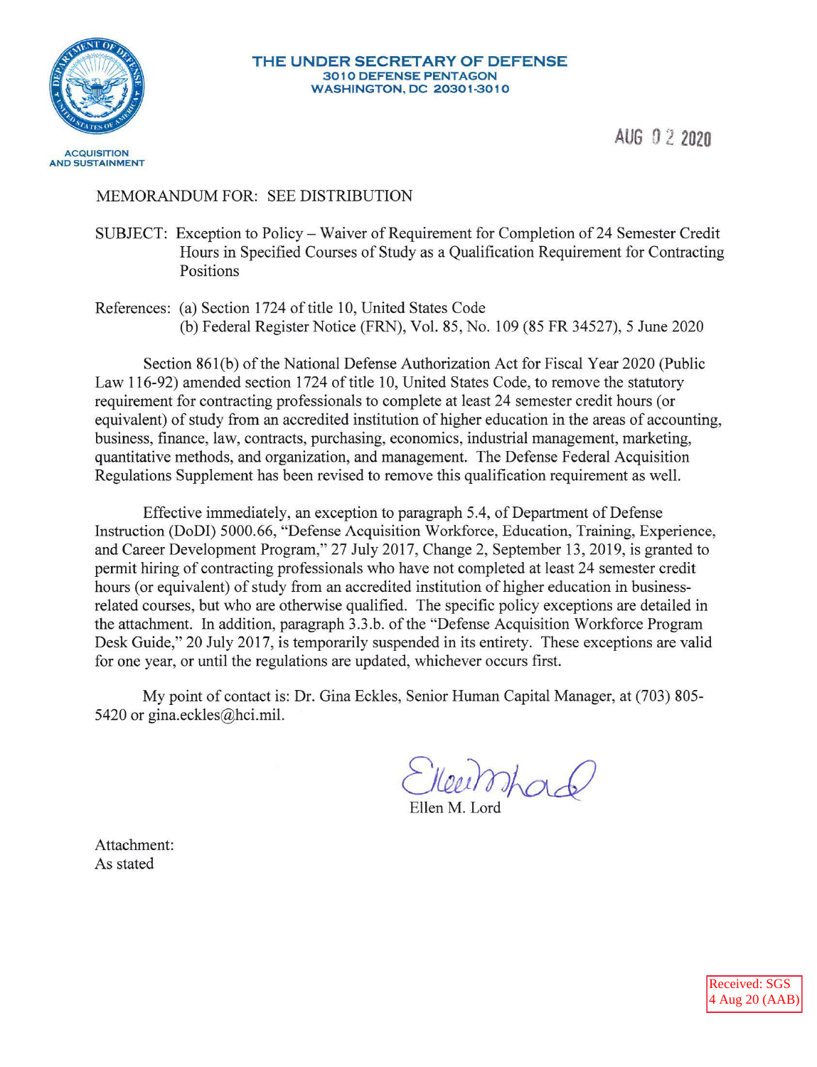THE UNDER SECRETARY OF DEFENSE
3010 DEFENSE PENTAGON
WASHINGTON, DC 20301-3010

ACQUISITION AND SUSTAINMENT

AUG 02 2020

MEMORANDUM FOR: SEE DISTRIBUTION

SUBJECT: Exception to Policy – Waiver of Requirement for Completion of 24 Semester Credit Hours in Specified Courses of Study as a Qualification Requirement for Contracting Positions

References: (a) Section 1724 of title 10, United States Code
(b) Federal Register Notice (FRN), Vol. 85, No. 109 (85 FR 34527), 5 June 2020

Section 861(b) of the National Defense Authorization Act for Fiscal Year 2020 (Public Law 116-92) amended section 1724 of title 10, United States Code, to remove the statutory requirement for contracting professionals to complete at least 24 semester credit hours (or equivalent) of study from an accredited institution of higher education in the areas of accounting, business, finance, law, contracts, purchasing, economics, industrial management, marketing, quantitative methods, and organization, and management. The Defense Federal Acquisition Regulations Supplement has been revised to remove this qualification requirement as well.

Effective immediately, an exception to paragraph 5.4, of Department of Defense Instruction (DoDI) 5000.66, "Defense Acquisition Workforce, Education, Training, Experience, and Career Development Program," 27 July 2017, Change 2, September 13, 2019, is granted to permit hiring of contracting professionals who have not completed at least 24 semester credit hours (or equivalent) of study from an accredited institution of higher education in business-related courses, but who are otherwise qualified. The specific policy exceptions are detailed in the attachment. In addition, paragraph 3.3.b. of the "Defense Acquisition Workforce Program Desk Guide," 20 July 2017, is temporarily suspended in its entirety. These exceptions are valid for one year, or until the regulations are updated, whichever occurs first.

My point of contact is: Dr. Gina Eckles, Senior Human Capital Manager, at (703) 805-5420 or gina.eckles@hci.mil.

Ellen M. Lord

Attachment:
As stated

Received: SGS
4 Aug 20 (AAB)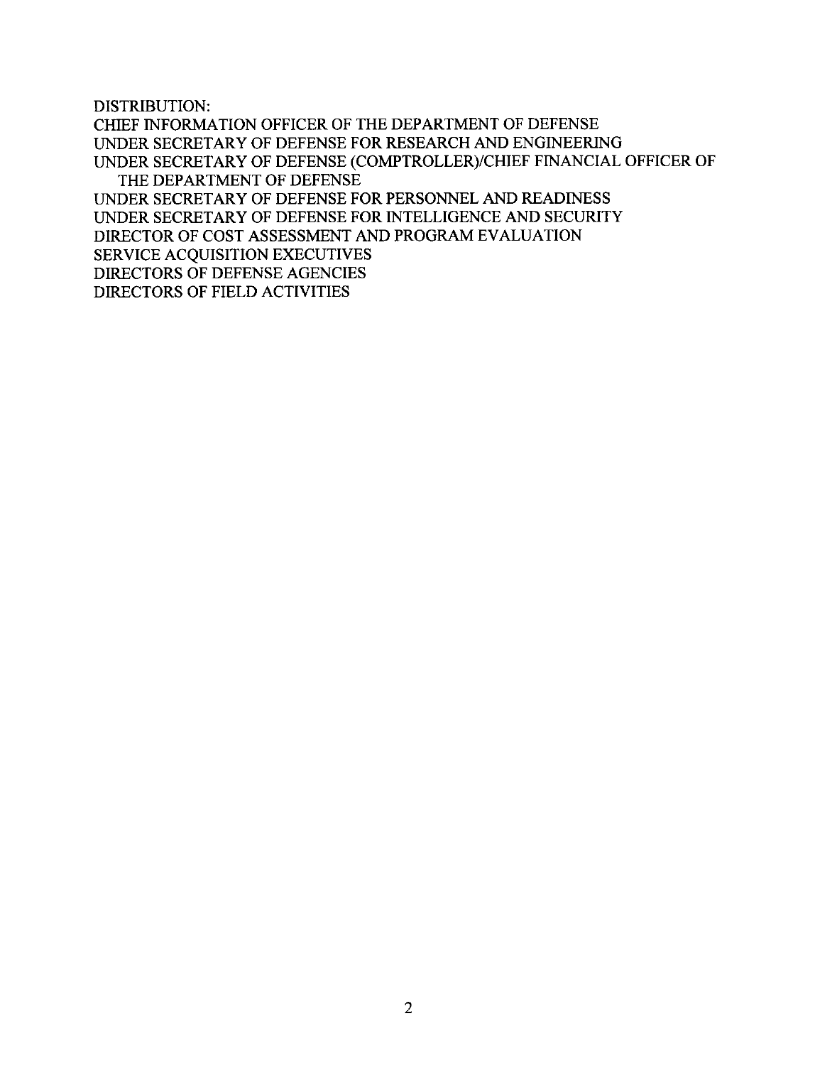DISTRIBUTION:
CHIEF INFORMATION OFFICER OF THE DEPARTMENT OF DEFENSE
UNDER SECRETARY OF DEFENSE FOR RESEARCH AND ENGINEERING
UNDER SECRETARY OF DEFENSE (COMPTROLLER)/CHIEF FINANCIAL OFFICER OF THE DEPARTMENT OF DEFENSE
UNDER SECRETARY OF DEFENSE FOR PERSONNEL AND READINESS
UNDER SECRETARY OF DEFENSE FOR INTELLIGENCE AND SECURITY
DIRECTOR OF COST ASSESSMENT AND PROGRAM EVALUATION
SERVICE ACQUISITION EXECUTIVES
DIRECTORS OF DEFENSE AGENCIES
DIRECTORS OF FIELD ACTIVITIES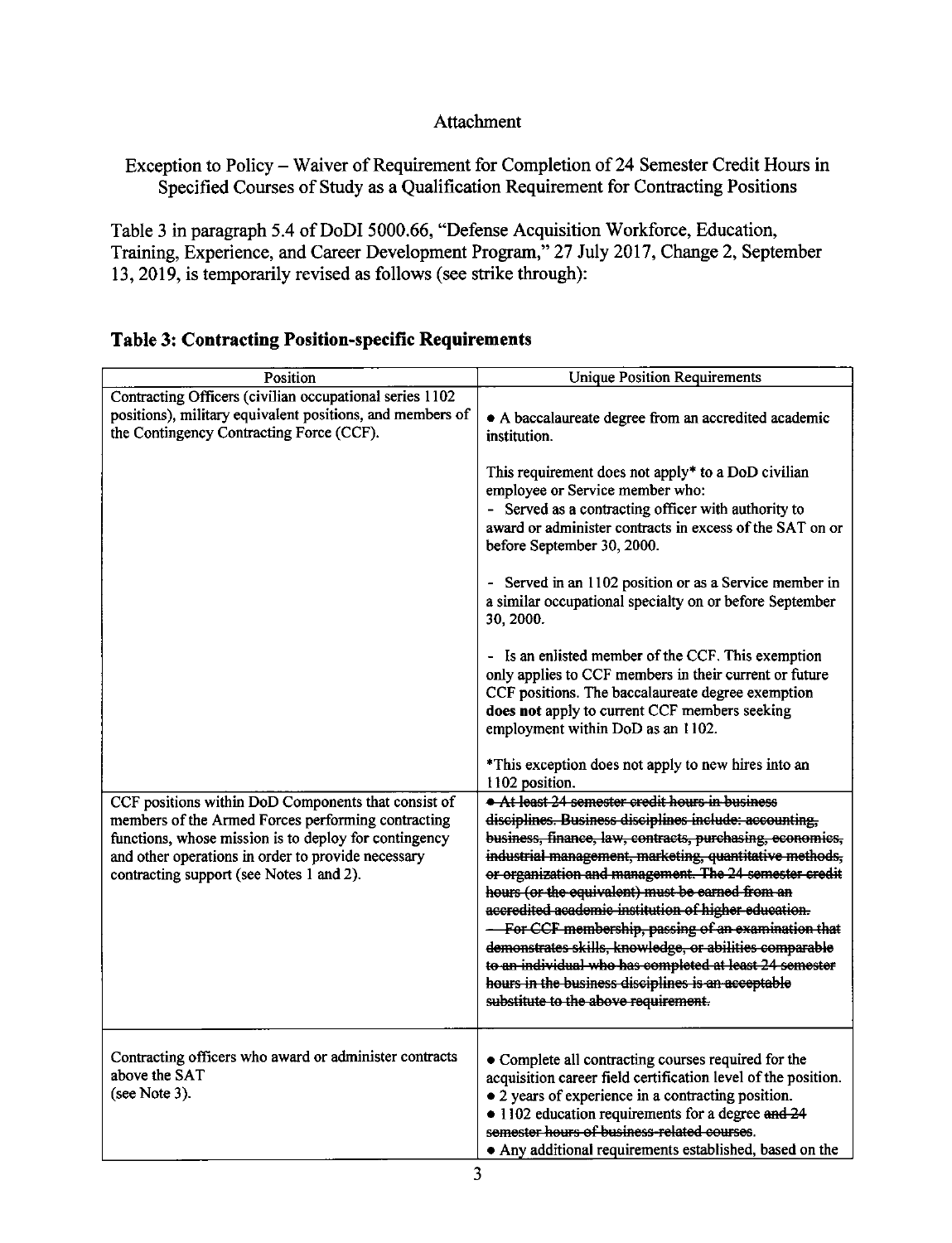Attachment

Exception to Policy – Waiver of Requirement for Completion of 24 Semester Credit Hours in Specified Courses of Study as a Qualification Requirement for Contracting Positions

Table 3 in paragraph 5.4 of DoDI 5000.66, "Defense Acquisition Workforce, Education, Training, Experience, and Career Development Program," 27 July 2017, Change 2, September 13, 2019, is temporarily revised as follows (see strike through):

## Table 3: Contracting Position-specific Requirements

| Position | Unique Position Requirements |
|---|---|
| Contracting Officers (civilian occupational series 1102 positions), military equivalent positions, and members of the Contingency Contracting Force (CCF). | • A baccalaureate degree from an accredited academic institution.<br><br>This requirement does not apply* to a DoD civilian employee or Service member who:<br>- Served as a contracting officer with authority to award or administer contracts in excess of the SAT on or before September 30, 2000.<br><br>- Served in an 1102 position or as a Service member in a similar occupational specialty on or before September 30, 2000.<br><br>- Is an enlisted member of the CCF. This exemption only applies to CCF members in their current or future CCF positions. The baccalaureate degree exemption **does not** apply to current CCF members seeking employment within DoD as an 1102.<br><br>*This exception does not apply to new hires into an 1102 position. |
| CCF positions within DoD Components that consist of members of the Armed Forces performing contracting functions, whose mission is to deploy for contingency and other operations in order to provide necessary contracting support (see Notes 1 and 2). | ~~• At least 24 semester credit hours in business disciplines. Business disciplines include: accounting, business, finance, law, contracts, purchasing, economics, industrial management, marketing, quantitative methods, or organization and management. The 24 semester credit hours (or the equivalent) must be earned from an accredited academic institution of higher education.~~<br>~~– For CCF membership, passing of an examination that demonstrates skills, knowledge, or abilities comparable to an individual who has completed at least 24 semester hours in the business disciplines is an acceptable substitute to the above requirement.~~ |
| Contracting officers who award or administer contracts above the SAT (see Note 3). | • Complete all contracting courses required for the acquisition career field certification level of the position.<br>• 2 years of experience in a contracting position.<br>• 1102 education requirements for a degree ~~and 24 semester hours of business-related courses~~.<br>• Any additional requirements established, based on the |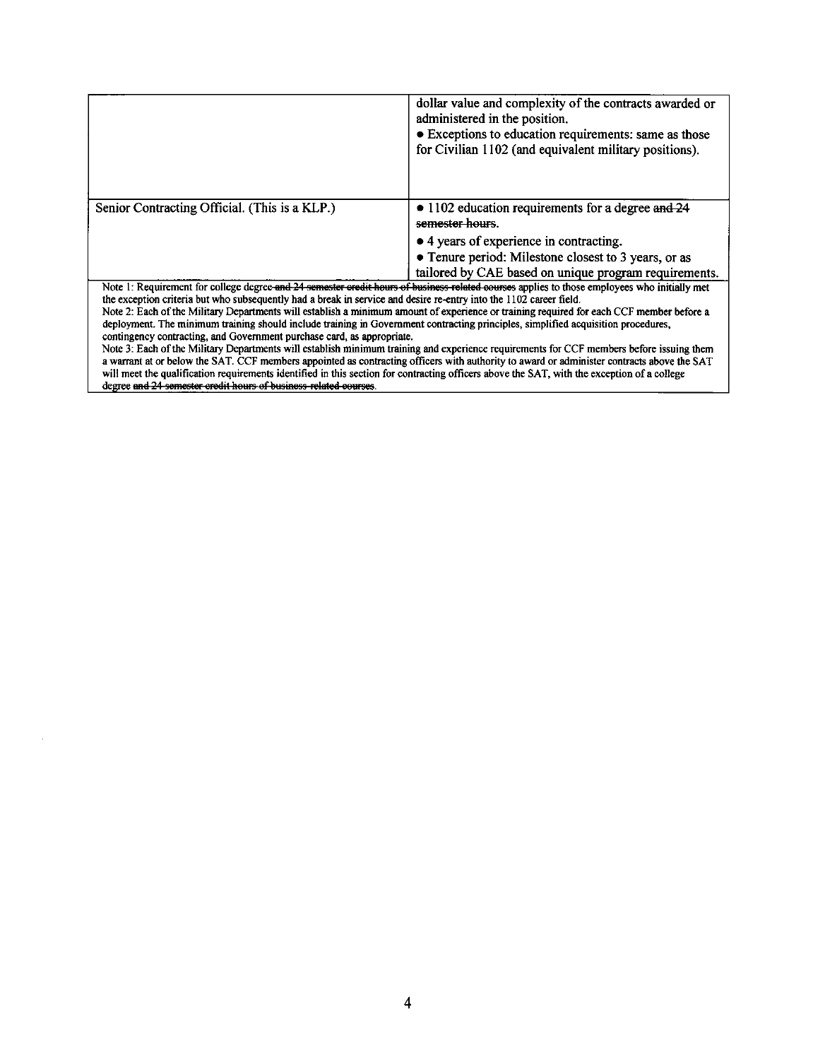| | |
|---|---|
| | dollar value and complexity of the contracts awarded or administered in the position.<br>• Exceptions to education requirements: same as those for Civilian 1102 (and equivalent military positions). |
| Senior Contracting Official. (This is a KLP.) | • 1102 education requirements for a degree ~~and 24 semester hours~~.<br>• 4 years of experience in contracting.<br>• Tenure period: Milestone closest to 3 years, or as tailored by CAE based on unique program requirements. |

Note 1: Requirement for college degree ~~and 24 semester credit hours of business-related courses~~ applies to those employees who initially met the exception criteria but who subsequently had a break in service and desire re-entry into the 1102 career field.
Note 2: Each of the Military Departments will establish a minimum amount of experience or training required for each CCF member before a deployment. The minimum training should include training in Government contracting principles, simplified acquisition procedures, contingency contracting, and Government purchase card, as appropriate.
Note 3: Each of the Military Departments will establish minimum training and experience requirements for CCF members before issuing them a warrant at or below the SAT. CCF members appointed as contracting officers with authority to award or administer contracts above the SAT will meet the qualification requirements identified in this section for contracting officers above the SAT, with the exception of a college degree ~~and 24 semester credit hours of business-related courses~~.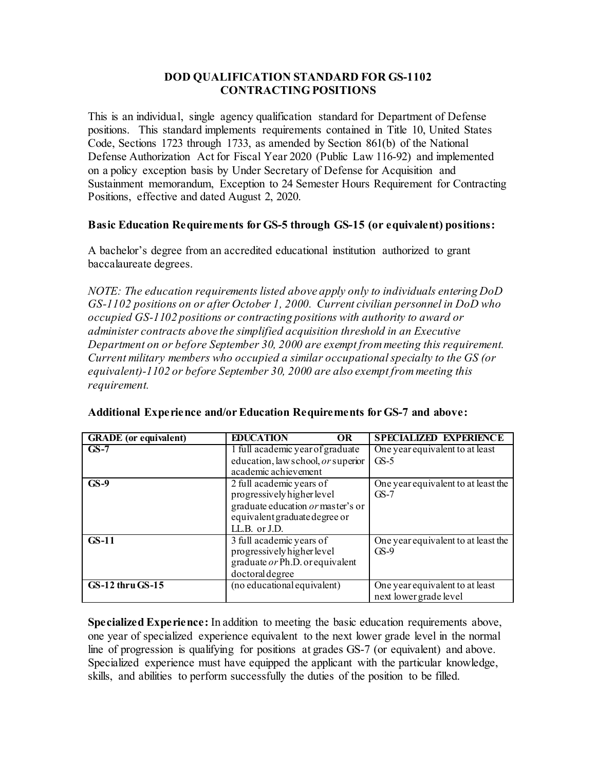## DOD QUALIFICATION STANDARD FOR GS-1102 CONTRACTING POSITIONS

This is an individual, single agency qualification standard for Department of Defense positions. This standard implements requirements contained in Title 10, United States Code, Sections 1723 through 1733, as amended by Section 861(b) of the National Defense Authorization Act for Fiscal Year 2020 (Public Law 116-92) and implemented on a policy exception basis by Under Secretary of Defense for Acquisition and Sustainment memorandum, Exception to 24 Semester Hours Requirement for Contracting Positions, effective and dated August 2, 2020.

### Basic Education Requirements for GS-5 through GS-15 (or equivalent) positions:

A bachelor's degree from an accredited educational institution authorized to grant baccalaureate degrees.

*NOTE: The education requirements listed above apply only to individuals entering DoD GS-1102 positions on or after October 1, 2000. Current civilian personnel in DoD who occupied GS-1102 positions or contracting positions with authority to award or administer contracts above the simplified acquisition threshold in an Executive Department on or before September 30, 2000 are exempt from meeting this requirement. Current military members who occupied a similar occupational specialty to the GS (or equivalent)-1102 or before September 30, 2000 are also exempt from meeting this requirement.*

### Additional Experience and/or Education Requirements for GS-7 and above:

| GRADE (or equivalent) | EDUCATION OR | SPECIALIZED EXPERIENCE |
|---|---|---|
| **GS-7** | 1 full academic year of graduate education, law school, *or* superior academic achievement | One year equivalent to at least GS-5 |
| **GS-9** | 2 full academic years of progressively higher level graduate education *or* master's or equivalent graduate degree or LL.B. or J.D. | One year equivalent to at least the GS-7 |
| **GS-11** | 3 full academic years of progressively higher level graduate *or* Ph.D. or equivalent doctoral degree | One year equivalent to at least the GS-9 |
| **GS-12 thru GS-15** | (no educational equivalent) | One year equivalent to at least next lower grade level |

**Specialized Experience:** In addition to meeting the basic education requirements above, one year of specialized experience equivalent to the next lower grade level in the normal line of progression is qualifying for positions at grades GS-7 (or equivalent) and above. Specialized experience must have equipped the applicant with the particular knowledge, skills, and abilities to perform successfully the duties of the position to be filled.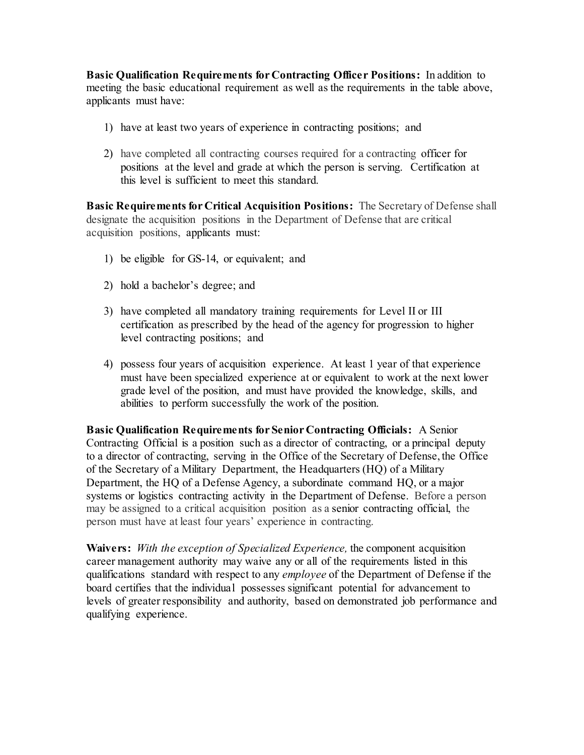**Basic Qualification Requirements for Contracting Officer Positions:** In addition to meeting the basic educational requirement as well as the requirements in the table above, applicants must have:

1) have at least two years of experience in contracting positions; and

2) have completed all contracting courses required for a contracting officer for positions at the level and grade at which the person is serving. Certification at this level is sufficient to meet this standard.

**Basic Requirements for Critical Acquisition Positions:** The Secretary of Defense shall designate the acquisition positions in the Department of Defense that are critical acquisition positions, applicants must:

1) be eligible for GS-14, or equivalent; and

2) hold a bachelor's degree; and

3) have completed all mandatory training requirements for Level II or III certification as prescribed by the head of the agency for progression to higher level contracting positions; and

4) possess four years of acquisition experience. At least 1 year of that experience must have been specialized experience at or equivalent to work at the next lower grade level of the position, and must have provided the knowledge, skills, and abilities to perform successfully the work of the position.

**Basic Qualification Requirements for Senior Contracting Officials:** A Senior Contracting Official is a position such as a director of contracting, or a principal deputy to a director of contracting, serving in the Office of the Secretary of Defense, the Office of the Secretary of a Military Department, the Headquarters (HQ) of a Military Department, the HQ of a Defense Agency, a subordinate command HQ, or a major systems or logistics contracting activity in the Department of Defense. Before a person may be assigned to a critical acquisition position as a senior contracting official, the person must have at least four years' experience in contracting.

**Waivers:** *With the exception of Specialized Experience,* the component acquisition career management authority may waive any or all of the requirements listed in this qualifications standard with respect to any *employee* of the Department of Defense if the board certifies that the individual possesses significant potential for advancement to levels of greater responsibility and authority, based on demonstrated job performance and qualifying experience.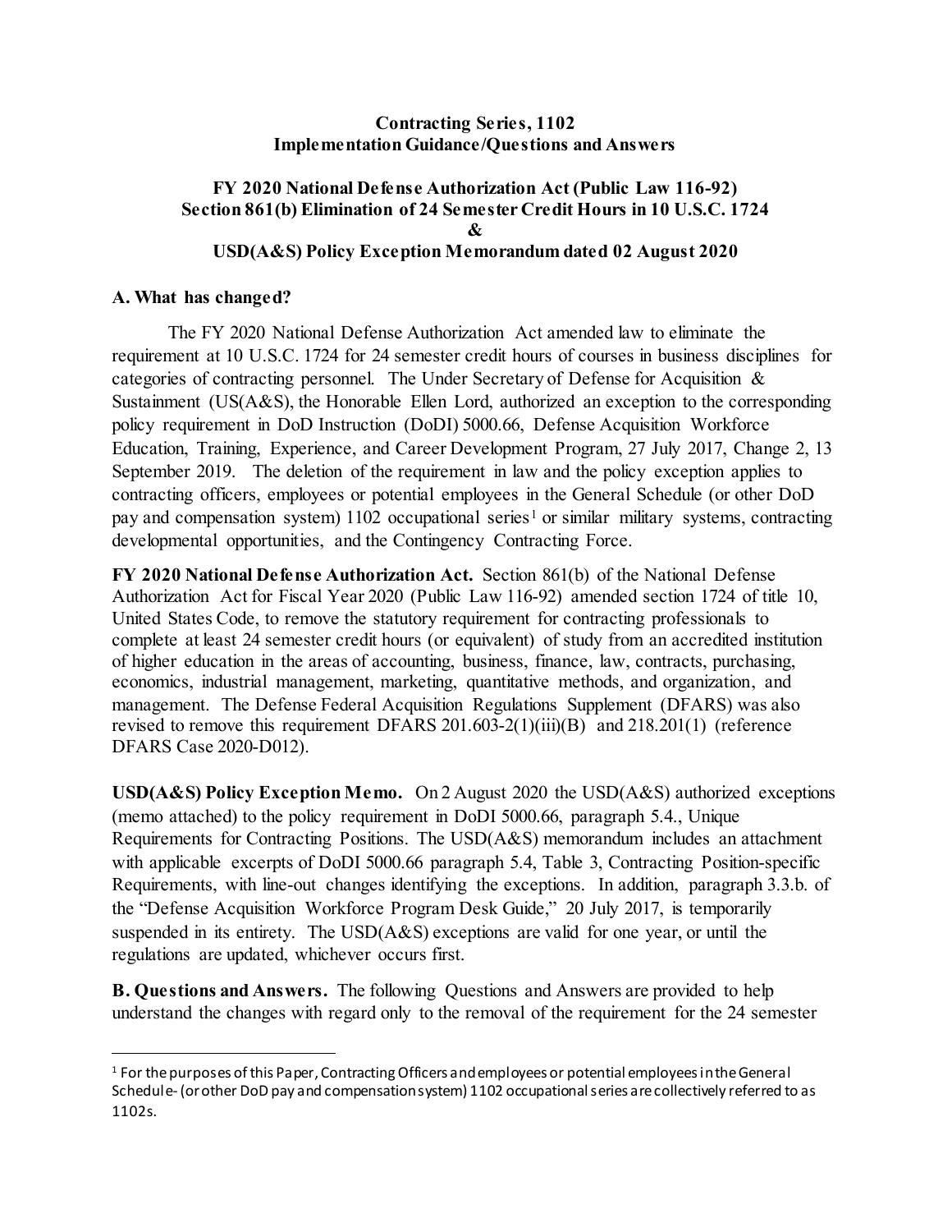**Contracting Series, 1102**
**Implementation Guidance/Questions and Answers**

**FY 2020 National Defense Authorization Act (Public Law 116-92)**
**Section 861(b) Elimination of 24 Semester Credit Hours in 10 U.S.C. 1724**
**&**
**USD(A&S) Policy Exception Memorandum dated 02 August 2020**

**A. What has changed?**

The FY 2020 National Defense Authorization Act amended law to eliminate the requirement at 10 U.S.C. 1724 for 24 semester credit hours of courses in business disciplines for categories of contracting personnel. The Under Secretary of Defense for Acquisition & Sustainment (US(A&S), the Honorable Ellen Lord, authorized an exception to the corresponding policy requirement in DoD Instruction (DoDI) 5000.66, Defense Acquisition Workforce Education, Training, Experience, and Career Development Program, 27 July 2017, Change 2, 13 September 2019. The deletion of the requirement in law and the policy exception applies to contracting officers, employees or potential employees in the General Schedule (or other DoD pay and compensation system) 1102 occupational series[1] or similar military systems, contracting developmental opportunities, and the Contingency Contracting Force.

**FY 2020 National Defense Authorization Act.** Section 861(b) of the National Defense Authorization Act for Fiscal Year 2020 (Public Law 116-92) amended section 1724 of title 10, United States Code, to remove the statutory requirement for contracting professionals to complete at least 24 semester credit hours (or equivalent) of study from an accredited institution of higher education in the areas of accounting, business, finance, law, contracts, purchasing, economics, industrial management, marketing, quantitative methods, and organization, and management. The Defense Federal Acquisition Regulations Supplement (DFARS) was also revised to remove this requirement DFARS 201.603-2(1)(iii)(B) and 218.201(1) (reference DFARS Case 2020-D012).

**USD(A&S) Policy Exception Memo.** On 2 August 2020 the USD(A&S) authorized exceptions (memo attached) to the policy requirement in DoDI 5000.66, paragraph 5.4., Unique Requirements for Contracting Positions. The USD(A&S) memorandum includes an attachment with applicable excerpts of DoDI 5000.66 paragraph 5.4, Table 3, Contracting Position-specific Requirements, with line-out changes identifying the exceptions. In addition, paragraph 3.3.b. of the "Defense Acquisition Workforce Program Desk Guide," 20 July 2017, is temporarily suspended in its entirety. The USD(A&S) exceptions are valid for one year, or until the regulations are updated, whichever occurs first.

**B. Questions and Answers.** The following Questions and Answers are provided to help understand the changes with regard only to the removal of the requirement for the 24 semester

---

[1] For the purposes of this Paper, Contracting Officers and employees or potential employees in the General Schedule- (or other DoD pay and compensation system) 1102 occupational series are collectively referred to as 1102s.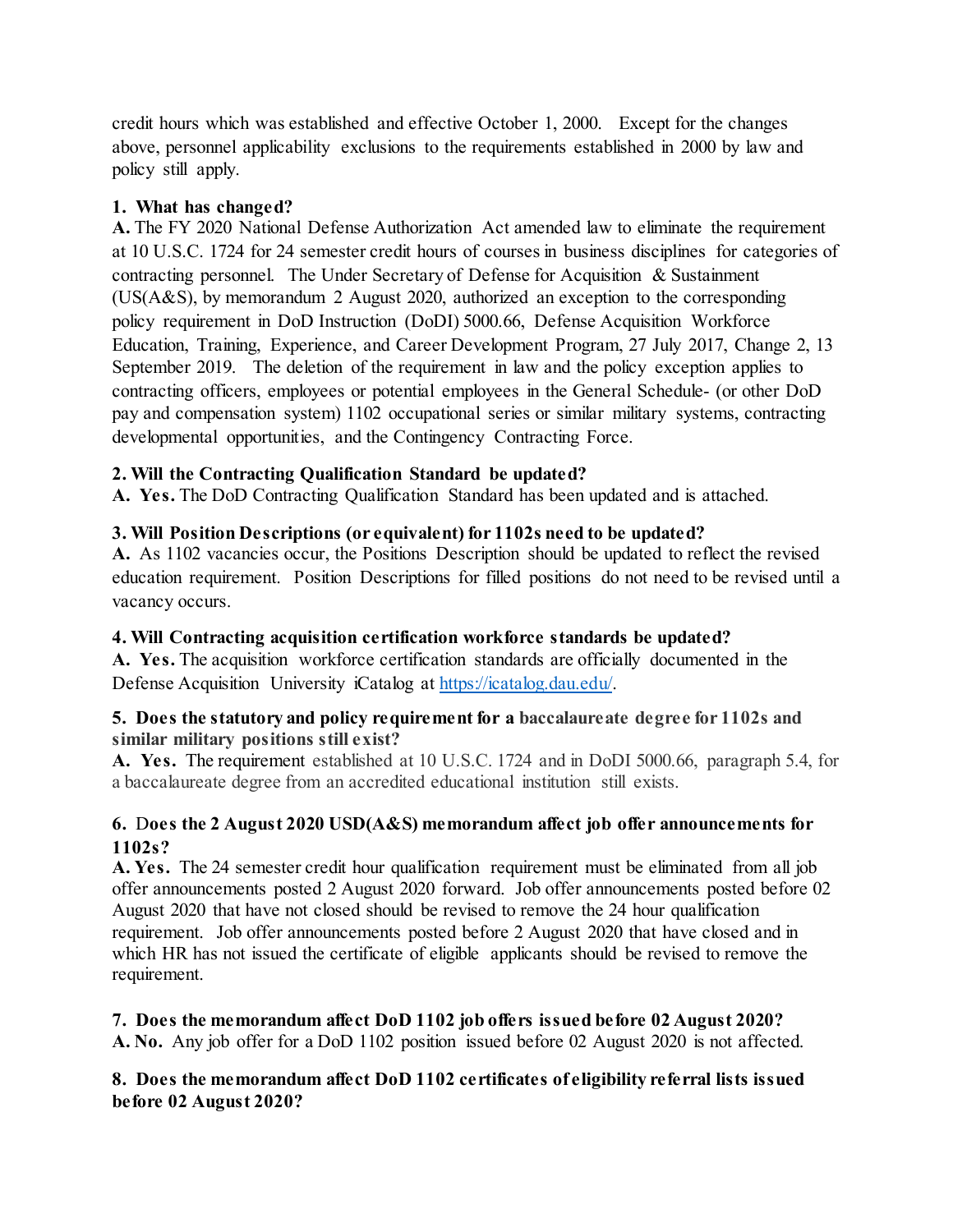credit hours which was established and effective October 1, 2000. Except for the changes above, personnel applicability exclusions to the requirements established in 2000 by law and policy still apply.

**1. What has changed?**

**A.** The FY 2020 National Defense Authorization Act amended law to eliminate the requirement at 10 U.S.C. 1724 for 24 semester credit hours of courses in business disciplines for categories of contracting personnel. The Under Secretary of Defense for Acquisition & Sustainment (US(A&S), by memorandum 2 August 2020, authorized an exception to the corresponding policy requirement in DoD Instruction (DoDI) 5000.66, Defense Acquisition Workforce Education, Training, Experience, and Career Development Program, 27 July 2017, Change 2, 13 September 2019. The deletion of the requirement in law and the policy exception applies to contracting officers, employees or potential employees in the General Schedule- (or other DoD pay and compensation system) 1102 occupational series or similar military systems, contracting developmental opportunities, and the Contingency Contracting Force.

**2. Will the Contracting Qualification Standard be updated?**

**A. Yes.** The DoD Contracting Qualification Standard has been updated and is attached.

**3. Will Position Descriptions (or equivalent) for 1102s need to be updated?**

**A.** As 1102 vacancies occur, the Positions Description should be updated to reflect the revised education requirement. Position Descriptions for filled positions do not need to be revised until a vacancy occurs.

**4. Will Contracting acquisition certification workforce standards be updated?**

**A. Yes.** The acquisition workforce certification standards are officially documented in the Defense Acquisition University iCatalog at https://icatalog.dau.edu/.

**5. Does the statutory and policy requirement for a baccalaureate degree for 1102s and similar military positions still exist?**

**A. Yes.** The requirement established at 10 U.S.C. 1724 and in DoDI 5000.66, paragraph 5.4, for a baccalaureate degree from an accredited educational institution still exists.

**6. Does the 2 August 2020 USD(A&S) memorandum affect job offer announcements for 1102s?**

**A. Yes.** The 24 semester credit hour qualification requirement must be eliminated from all job offer announcements posted 2 August 2020 forward. Job offer announcements posted before 02 August 2020 that have not closed should be revised to remove the 24 hour qualification requirement. Job offer announcements posted before 2 August 2020 that have closed and in which HR has not issued the certificate of eligible applicants should be revised to remove the requirement.

**7. Does the memorandum affect DoD 1102 job offers issued before 02 August 2020?**

**A. No.** Any job offer for a DoD 1102 position issued before 02 August 2020 is not affected.

**8. Does the memorandum affect DoD 1102 certificates of eligibility referral lists issued before 02 August 2020?**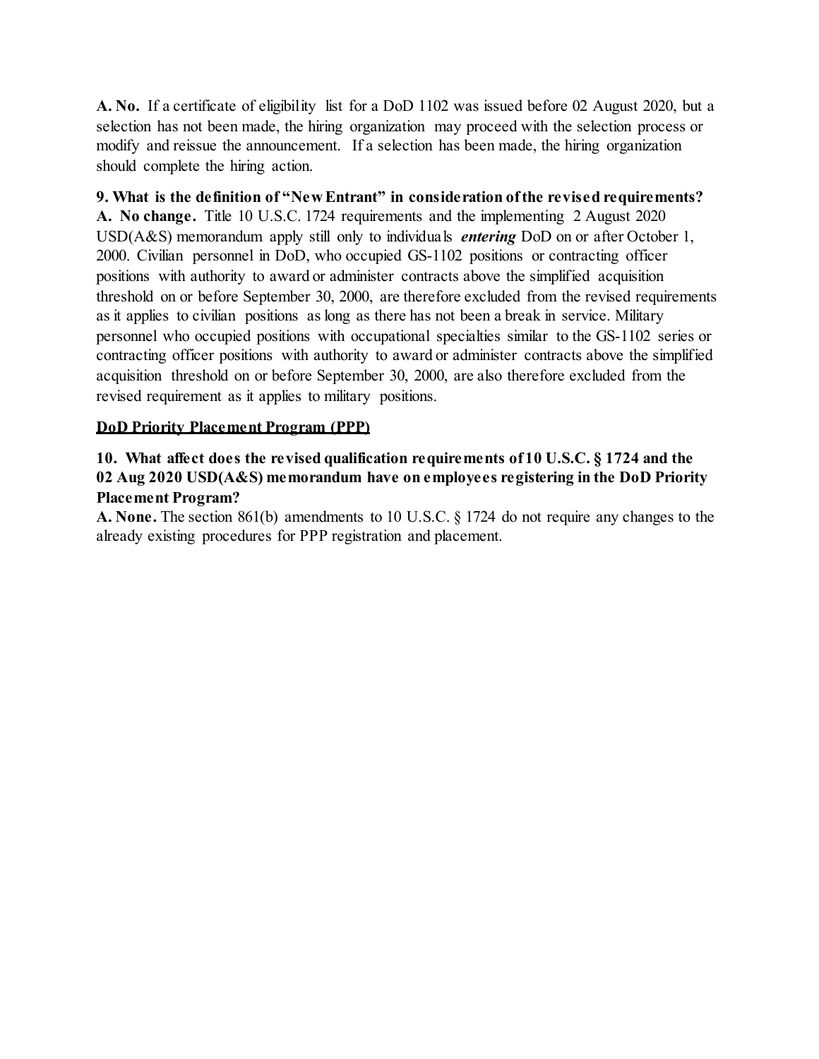**A. No.** If a certificate of eligibility list for a DoD 1102 was issued before 02 August 2020, but a selection has not been made, the hiring organization may proceed with the selection process or modify and reissue the announcement. If a selection has been made, the hiring organization should complete the hiring action.

**9. What is the definition of "New Entrant" in consideration of the revised requirements?**

**A. No change.** Title 10 U.S.C. 1724 requirements and the implementing 2 August 2020 USD(A&S) memorandum apply still only to individuals ***entering*** DoD on or after October 1, 2000. Civilian personnel in DoD, who occupied GS-1102 positions or contracting officer positions with authority to award or administer contracts above the simplified acquisition threshold on or before September 30, 2000, are therefore excluded from the revised requirements as it applies to civilian positions as long as there has not been a break in service. Military personnel who occupied positions with occupational specialties similar to the GS-1102 series or contracting officer positions with authority to award or administer contracts above the simplified acquisition threshold on or before September 30, 2000, are also therefore excluded from the revised requirement as it applies to military positions.

**DoD Priority Placement Program (PPP)**

**10. What affect does the revised qualification requirements of 10 U.S.C. § 1724 and the 02 Aug 2020 USD(A&S) memorandum have on employees registering in the DoD Priority Placement Program?**

**A. None.** The section 861(b) amendments to 10 U.S.C. § 1724 do not require any changes to the already existing procedures for PPP registration and placement.